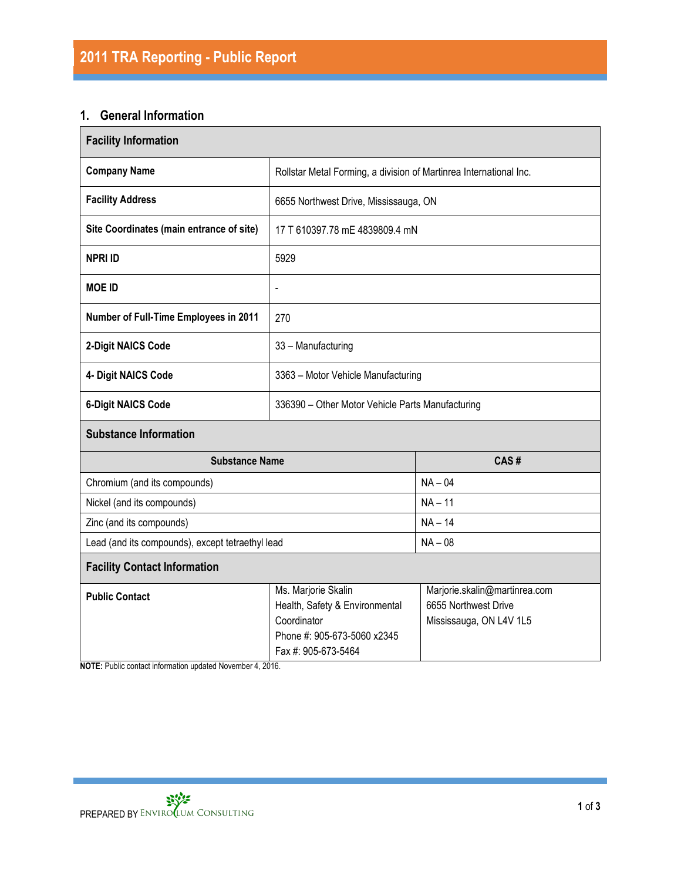# 2011 TRA Reporting - Public Report

## 1. General Information

| Facility Information | |
|---|---|
| **Company Name** | Rollstar Metal Forming, a division of Martinrea International Inc. |
| **Facility Address** | 6655 Northwest Drive, Mississauga, ON |
| **Site Coordinates (main entrance of site)** | 17 T 610397.78 mE 4839809.4 mN |
| **NPRI ID** | 5929 |
| **MOE ID** | - |
| **Number of Full-Time Employees in 2011** | 270 |
| **2-Digit NAICS Code** | 33 – Manufacturing |
| **4- Digit NAICS Code** | 3363 – Motor Vehicle Manufacturing |
| **6-Digit NAICS Code** | 336390 – Other Motor Vehicle Parts Manufacturing |

**Substance Information**

| Substance Name | CAS # |
|---|---|
| Chromium (and its compounds) | NA – 04 |
| Nickel (and its compounds) | NA – 11 |
| Zinc (and its compounds) | NA – 14 |
| Lead (and its compounds), except tetraethyl lead | NA – 08 |

**Facility Contact Information**

| | | |
|---|---|---|
| **Public Contact** | Ms. Marjorie Skalin<br>Health, Safety & Environmental Coordinator<br>Phone #: 905-673-5060 x2345<br>Fax #: 905-673-5464 | Marjorie.skalin@martinrea.com<br>6655 Northwest Drive<br>Mississauga, ON L4V 1L5 |

**NOTE:** Public contact information updated November 4, 2016.

PREPARED BY ENVIROLUM CONSULTING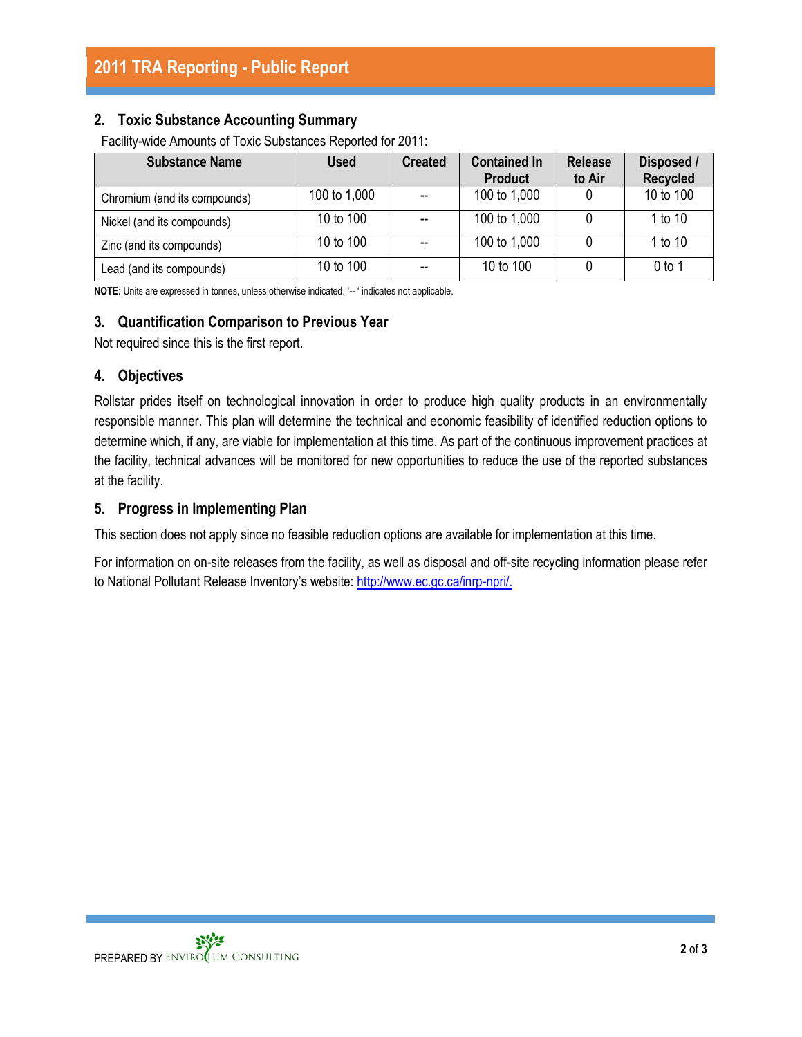## 2. Toxic Substance Accounting Summary

Facility-wide Amounts of Toxic Substances Reported for 2011:

| Substance Name | Used | Created | Contained In Product | Release to Air | Disposed / Recycled |
|---|---|---|---|---|---|
| Chromium (and its compounds) | 100 to 1,000 | -- | 100 to 1,000 | 0 | 10 to 100 |
| Nickel (and its compounds) | 10 to 100 | -- | 100 to 1,000 | 0 | 1 to 10 |
| Zinc (and its compounds) | 10 to 100 | -- | 100 to 1,000 | 0 | 1 to 10 |
| Lead (and its compounds) | 10 to 100 | -- | 10 to 100 | 0 | 0 to 1 |

**NOTE:** Units are expressed in tonnes, unless otherwise indicated. '-- ' indicates not applicable.

## 3. Quantification Comparison to Previous Year

Not required since this is the first report.

## 4. Objectives

Rollstar prides itself on technological innovation in order to produce high quality products in an environmentally responsible manner. This plan will determine the technical and economic feasibility of identified reduction options to determine which, if any, are viable for implementation at this time. As part of the continuous improvement practices at the facility, technical advances will be monitored for new opportunities to reduce the use of the reported substances at the facility.

## 5. Progress in Implementing Plan

This section does not apply since no feasible reduction options are available for implementation at this time.

For information on on-site releases from the facility, as well as disposal and off-site recycling information please refer to National Pollutant Release Inventory's website: http://www.ec.gc.ca/inrp-npri/.

PREPARED BY ENVIROCLUM CONSULTING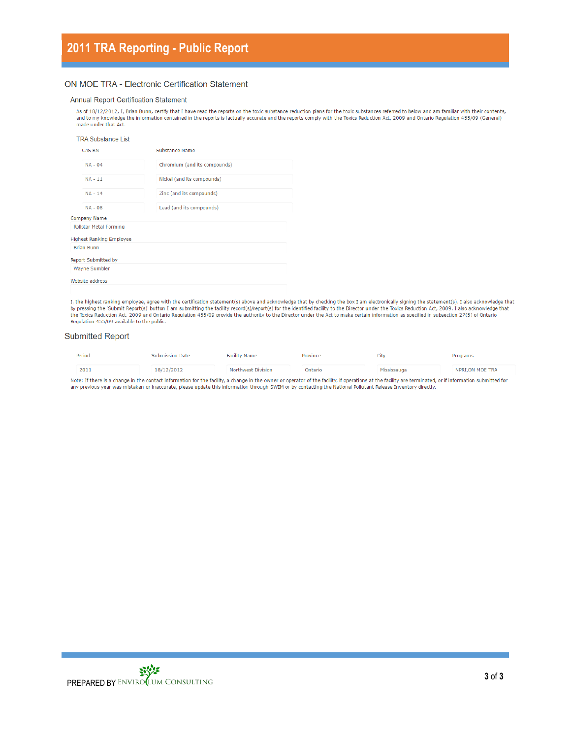# 2011 TRA Reporting - Public Report

## ON MOE TRA - Electronic Certification Statement

### Annual Report Certification Statement

As of 18/12/2012, I, Brian Bunn, certify that I have read the reports on the toxic substance reduction plans for the toxic substances referred to below and am familiar with their contents, and to my knowledge the information contained in the reports is factually accurate and the reports comply with the Toxics Reduction Act, 2009 and Ontario Regulation 455/09 (General) made under that Act.

#### TRA Substance List

| CAS RN | Substance Name |
|---|---|
| NA - 04 | Chromium (and its compounds) |
| NA - 11 | Nickel (and its compounds) |
| NA - 14 | Zinc (and its compounds) |
| NA - 08 | Lead (and its compounds) |

Company Name

Rollstar Metal Forming

Highest Ranking Employee

Brian Bunn

Report Submitted by

Wayne Sumbler

Website address

I, the highest ranking employee, agree with the certification statement(s) above and acknowledge that by checking the box I am electronically signing the statement(s). I also acknowledge that by pressing the 'Submit Report(s)' button I am submitting the facility record(s)/report(s) for the identified facility to the Director under the Toxics Reduction Act, 2009. I also acknowledge that the Toxics Reduction Act, 2009 and Ontario Regulation 455/09 provide the authority to the Director under the Act to make certain information as specified in subsection 27(5) of Ontario Regulation 455/09 available to the public.

## Submitted Report

| Period | Submission Date | Facility Name | Province | City | Programs |
|---|---|---|---|---|---|
| 2011 | 18/12/2012 | Northwest Division | Ontario | Mississauga | NPRI,ON MOE TRA |

Note: If there is a change in the contact information for the facility, a change in the owner or operator of the facility, if operations at the facility are terminated, or if information submitted for any previous year was mistaken or inaccurate, please update this information through SWIM or by contacting the National Pollutant Release Inventory directly.

PREPARED BY ENVIROCLUM CONSULTING